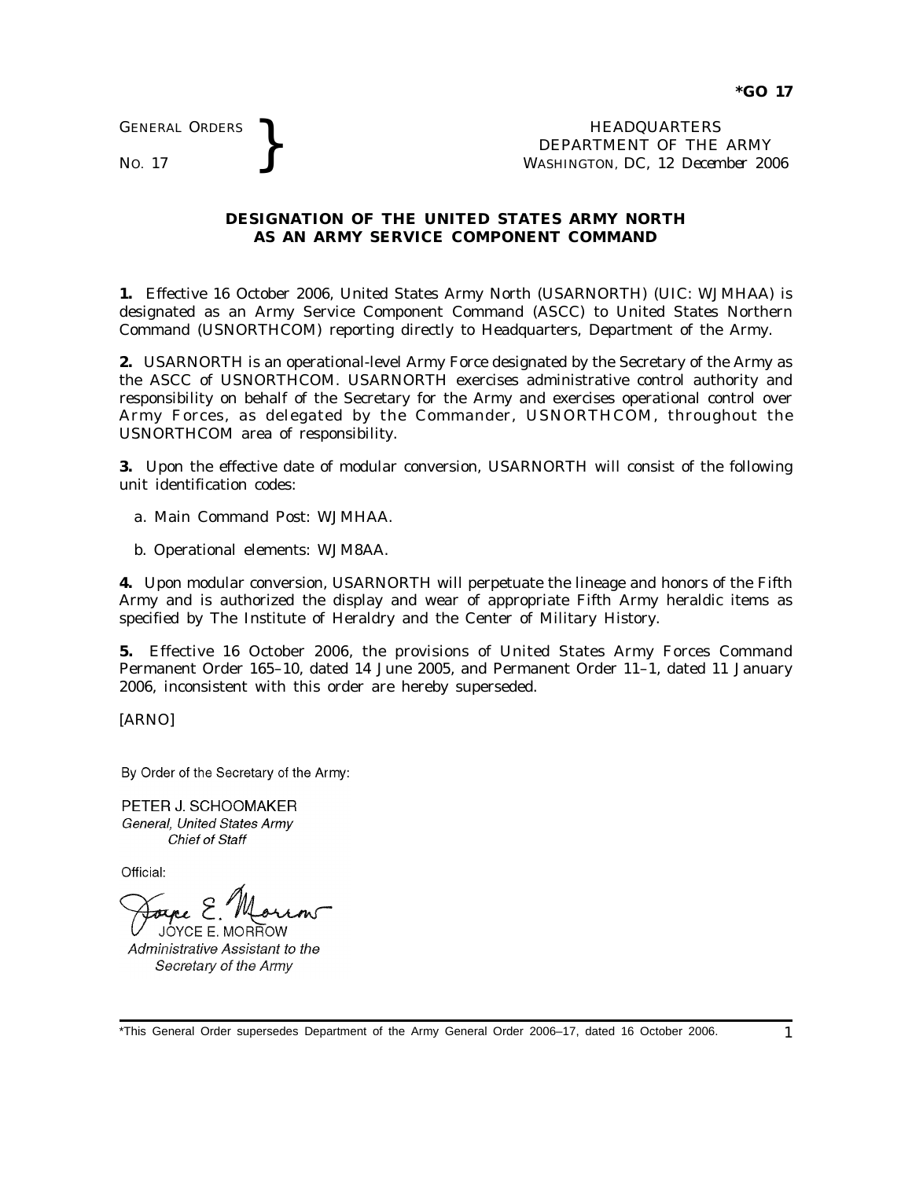**\*GO 17**

GENERAL ORDERS
NO. 17

HEADQUARTERS
DEPARTMENT OF THE ARMY
WASHINGTON, DC, *12 December 2006*

## DESIGNATION OF THE UNITED STATES ARMY NORTH AS AN ARMY SERVICE COMPONENT COMMAND

**1.** Effective 16 October 2006, United States Army North (USARNORTH) (UIC: WJMHAA) is designated as an Army Service Component Command (ASCC) to United States Northern Command (USNORTHCOM) reporting directly to Headquarters, Department of the Army.

**2.** USARNORTH is an operational-level Army Force designated by the Secretary of the Army as the ASCC of USNORTHCOM. USARNORTH exercises administrative control authority and responsibility on behalf of the Secretary for the Army and exercises operational control over Army Forces, as delegated by the Commander, USNORTHCOM, throughout the USNORTHCOM area of responsibility.

**3.** Upon the effective date of modular conversion, USARNORTH will consist of the following unit identification codes:

a. Main Command Post: WJMHAA.

b. Operational elements: WJM8AA.

**4.** Upon modular conversion, USARNORTH will perpetuate the lineage and honors of the Fifth Army and is authorized the display and wear of appropriate Fifth Army heraldic items as specified by The Institute of Heraldry and the Center of Military History.

**5.** Effective 16 October 2006, the provisions of United States Army Forces Command Permanent Order 165–10, dated 14 June 2005, and Permanent Order 11–1, dated 11 January 2006, inconsistent with this order are hereby superseded.

[ARNO]

By Order of the Secretary of the Army:

PETER J. SCHOOMAKER
*General, United States Army*
*Chief of Staff*

Official:

JOYCE E. MORROW
*Administrative Assistant to the Secretary of the Army*

\*This General Order supersedes Department of the Army General Order 2006–17, dated 16 October 2006.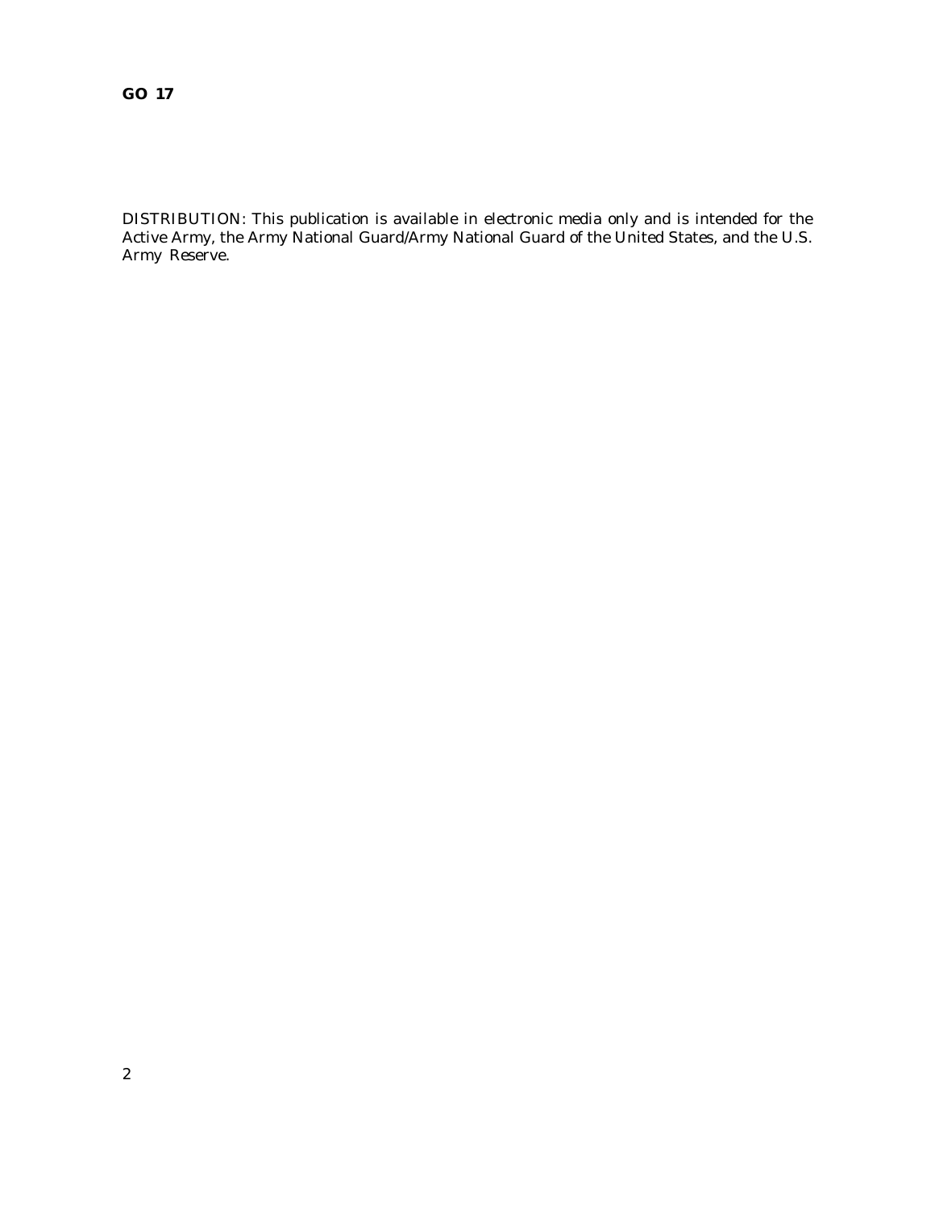DISTRIBUTION: This publication is available in electronic media only and is intended for the Active Army, the Army National Guard/Army National Guard of the United States, and the U.S. Army Reserve.